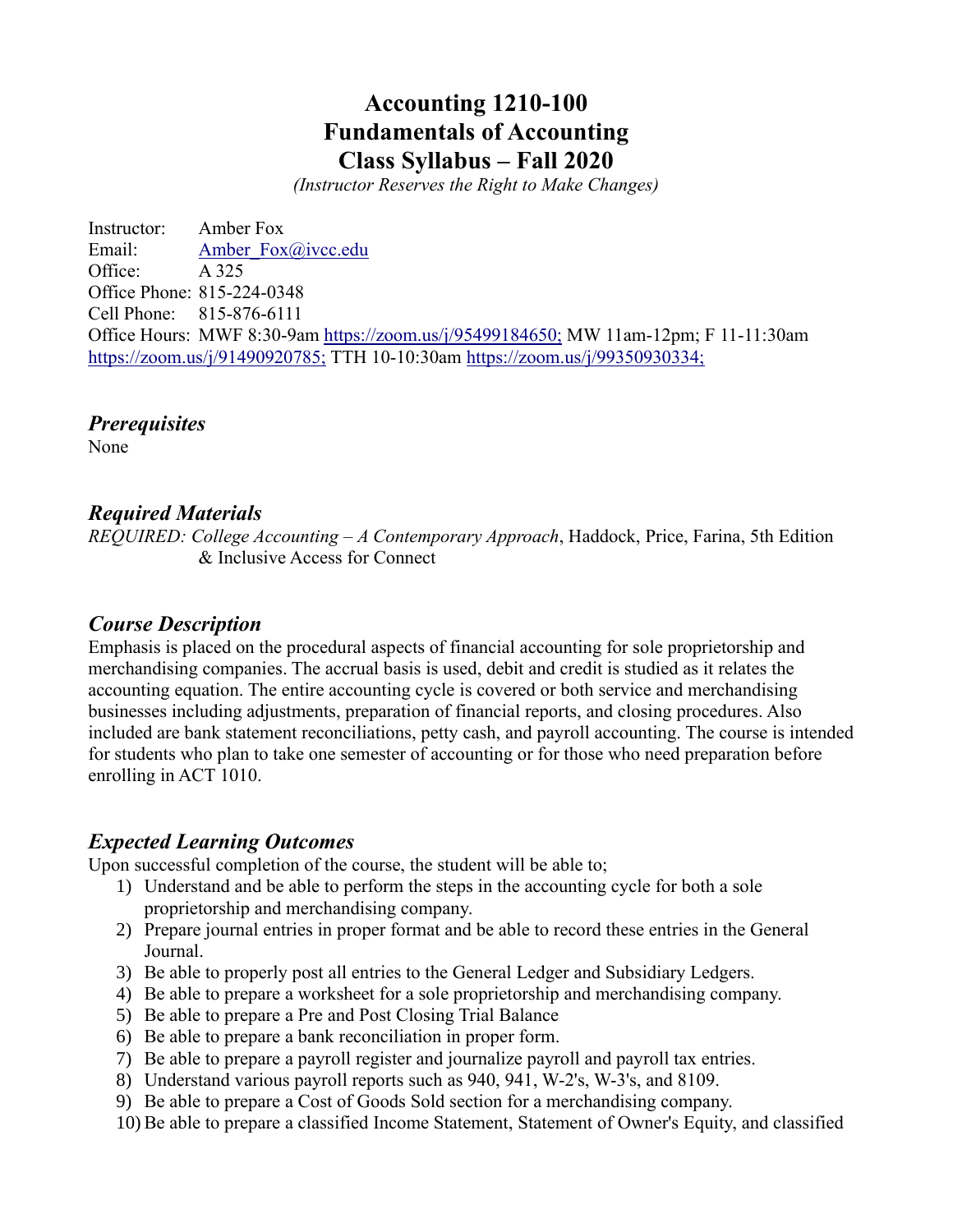# Accounting 1210-100
# Fundamentals of Accounting
# Class Syllabus – Fall 2020

*(Instructor Reserves the Right to Make Changes)*

Instructor: Amber Fox
Email: Amber_Fox@ivcc.edu
Office: A 325
Office Phone: 815-224-0348
Cell Phone: 815-876-6111
Office Hours: MWF 8:30-9am https://zoom.us/j/95499184650; MW 11am-12pm; F 11-11:30am https://zoom.us/j/91490920785; TTH 10-10:30am https://zoom.us/j/99350930334;

## *Prerequisites*

None

## *Required Materials*

*REQUIRED: College Accounting – A Contemporary Approach*, Haddock, Price, Farina, 5th Edition & Inclusive Access for Connect

## *Course Description*

Emphasis is placed on the procedural aspects of financial accounting for sole proprietorship and merchandising companies. The accrual basis is used, debit and credit is studied as it relates the accounting equation. The entire accounting cycle is covered or both service and merchandising businesses including adjustments, preparation of financial reports, and closing procedures. Also included are bank statement reconciliations, petty cash, and payroll accounting. The course is intended for students who plan to take one semester of accounting or for those who need preparation before enrolling in ACT 1010.

## *Expected Learning Outcomes*

Upon successful completion of the course, the student will be able to;

1) Understand and be able to perform the steps in the accounting cycle for both a sole proprietorship and merchandising company.
2) Prepare journal entries in proper format and be able to record these entries in the General Journal.
3) Be able to properly post all entries to the General Ledger and Subsidiary Ledgers.
4) Be able to prepare a worksheet for a sole proprietorship and merchandising company.
5) Be able to prepare a Pre and Post Closing Trial Balance
6) Be able to prepare a bank reconciliation in proper form.
7) Be able to prepare a payroll register and journalize payroll and payroll tax entries.
8) Understand various payroll reports such as 940, 941, W-2's, W-3's, and 8109.
9) Be able to prepare a Cost of Goods Sold section for a merchandising company.
10) Be able to prepare a classified Income Statement, Statement of Owner's Equity, and classified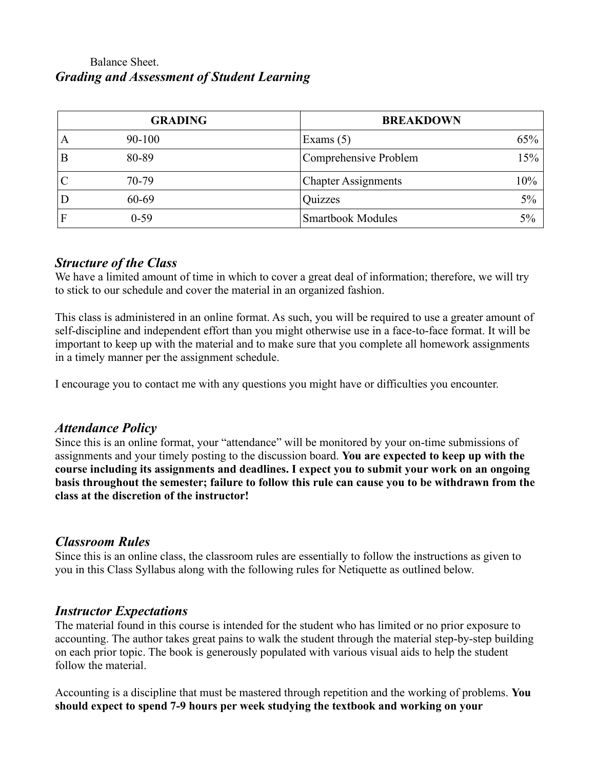Balance Sheet.

### *Grading and Assessment of Student Learning*

| GRADING | | BREAKDOWN | |
|---|---|---|---|
| A | 90-100 | Exams (5) | 65% |
| B | 80-89 | Comprehensive Problem | 15% |
| C | 70-79 | Chapter Assignments | 10% |
| D | 60-69 | Quizzes | 5% |
| F | 0-59 | Smartbook Modules | 5% |

### *Structure of the Class*

We have a limited amount of time in which to cover a great deal of information; therefore, we will try to stick to our schedule and cover the material in an organized fashion.

This class is administered in an online format. As such, you will be required to use a greater amount of self-discipline and independent effort than you might otherwise use in a face-to-face format. It will be important to keep up with the material and to make sure that you complete all homework assignments in a timely manner per the assignment schedule.

I encourage you to contact me with any questions you might have or difficulties you encounter.

### *Attendance Policy*

Since this is an online format, your "attendance" will be monitored by your on-time submissions of assignments and your timely posting to the discussion board. **You are expected to keep up with the course including its assignments and deadlines. I expect you to submit your work on an ongoing basis throughout the semester; failure to follow this rule can cause you to be withdrawn from the class at the discretion of the instructor!**

### *Classroom Rules*

Since this is an online class, the classroom rules are essentially to follow the instructions as given to you in this Class Syllabus along with the following rules for Netiquette as outlined below.

### *Instructor Expectations*

The material found in this course is intended for the student who has limited or no prior exposure to accounting. The author takes great pains to walk the student through the material step-by-step building on each prior topic. The book is generously populated with various visual aids to help the student follow the material.

Accounting is a discipline that must be mastered through repetition and the working of problems. **You should expect to spend 7-9 hours per week studying the textbook and working on your**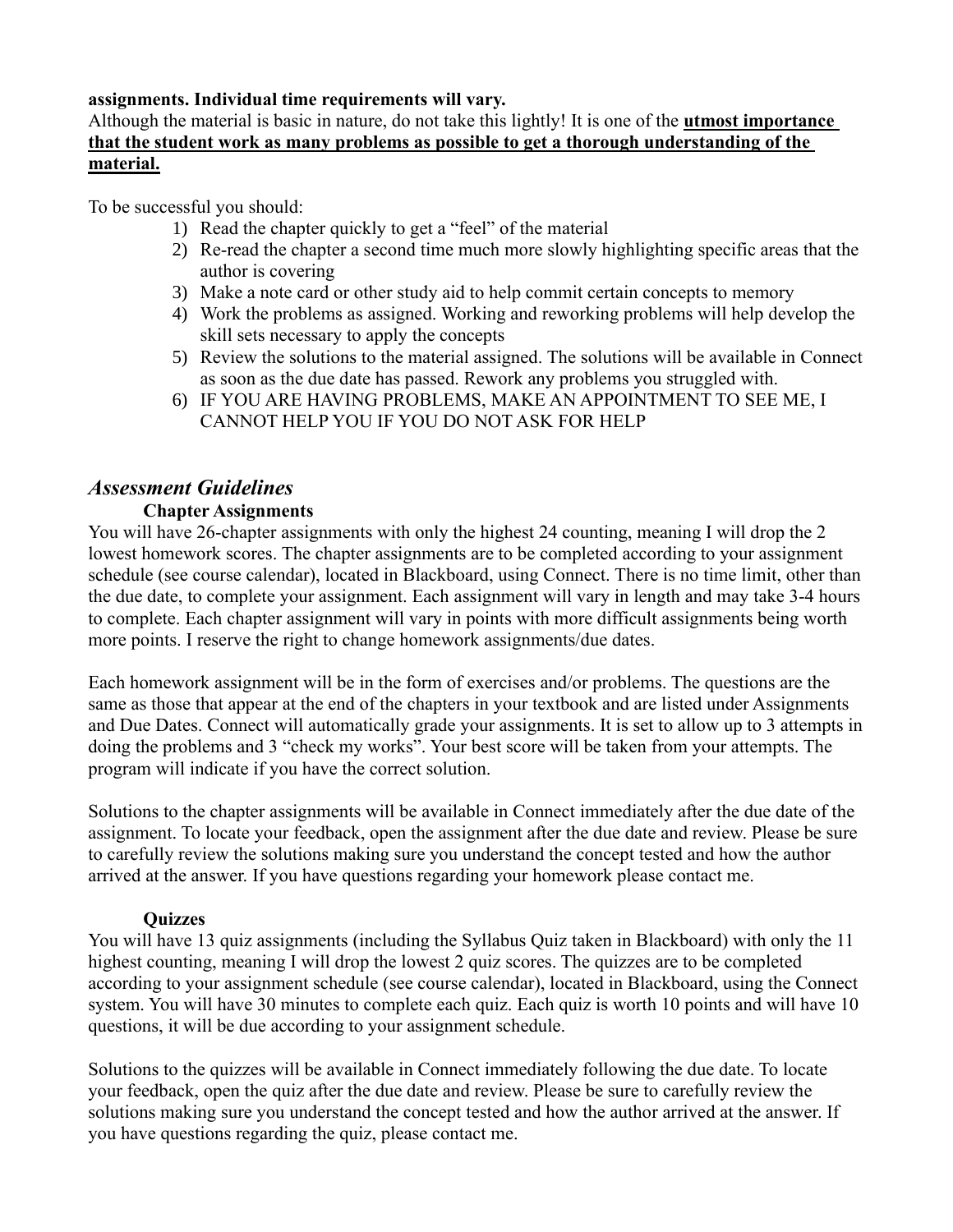**assignments. Individual time requirements will vary.**
Although the material is basic in nature, do not take this lightly! It is one of the **utmost importance that the student work as many problems as possible to get a thorough understanding of the material.**

To be successful you should:

1) Read the chapter quickly to get a "feel" of the material
2) Re-read the chapter a second time much more slowly highlighting specific areas that the author is covering
3) Make a note card or other study aid to help commit certain concepts to memory
4) Work the problems as assigned. Working and reworking problems will help develop the skill sets necessary to apply the concepts
5) Review the solutions to the material assigned. The solutions will be available in Connect as soon as the due date has passed. Rework any problems you struggled with.
6) IF YOU ARE HAVING PROBLEMS, MAKE AN APPOINTMENT TO SEE ME, I CANNOT HELP YOU IF YOU DO NOT ASK FOR HELP

## *Assessment Guidelines*

### Chapter Assignments

You will have 26-chapter assignments with only the highest 24 counting, meaning I will drop the 2 lowest homework scores. The chapter assignments are to be completed according to your assignment schedule (see course calendar), located in Blackboard, using Connect. There is no time limit, other than the due date, to complete your assignment. Each assignment will vary in length and may take 3-4 hours to complete. Each chapter assignment will vary in points with more difficult assignments being worth more points. I reserve the right to change homework assignments/due dates.

Each homework assignment will be in the form of exercises and/or problems. The questions are the same as those that appear at the end of the chapters in your textbook and are listed under Assignments and Due Dates. Connect will automatically grade your assignments. It is set to allow up to 3 attempts in doing the problems and 3 "check my works". Your best score will be taken from your attempts. The program will indicate if you have the correct solution.

Solutions to the chapter assignments will be available in Connect immediately after the due date of the assignment. To locate your feedback, open the assignment after the due date and review. Please be sure to carefully review the solutions making sure you understand the concept tested and how the author arrived at the answer. If you have questions regarding your homework please contact me.

### Quizzes

You will have 13 quiz assignments (including the Syllabus Quiz taken in Blackboard) with only the 11 highest counting, meaning I will drop the lowest 2 quiz scores. The quizzes are to be completed according to your assignment schedule (see course calendar), located in Blackboard, using the Connect system. You will have 30 minutes to complete each quiz. Each quiz is worth 10 points and will have 10 questions, it will be due according to your assignment schedule.

Solutions to the quizzes will be available in Connect immediately following the due date. To locate your feedback, open the quiz after the due date and review. Please be sure to carefully review the solutions making sure you understand the concept tested and how the author arrived at the answer. If you have questions regarding the quiz, please contact me.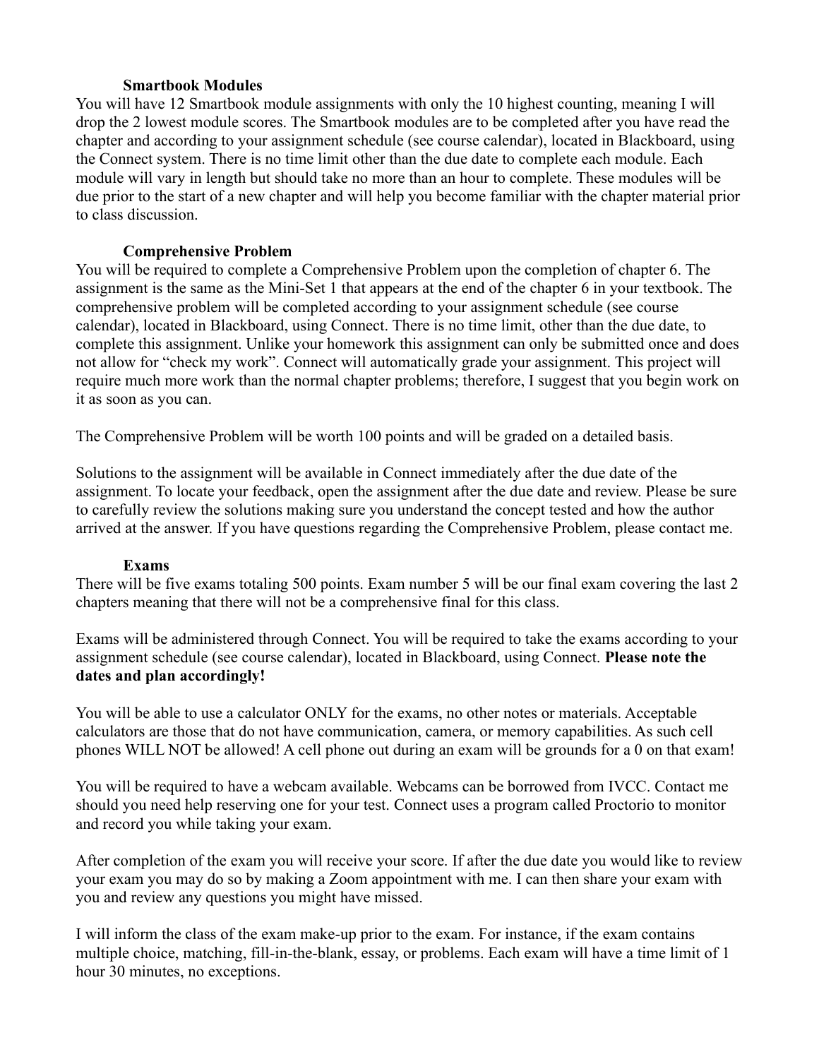### Smartbook Modules

You will have 12 Smartbook module assignments with only the 10 highest counting, meaning I will drop the 2 lowest module scores. The Smartbook modules are to be completed after you have read the chapter and according to your assignment schedule (see course calendar), located in Blackboard, using the Connect system. There is no time limit other than the due date to complete each module. Each module will vary in length but should take no more than an hour to complete. These modules will be due prior to the start of a new chapter and will help you become familiar with the chapter material prior to class discussion.

### Comprehensive Problem

You will be required to complete a Comprehensive Problem upon the completion of chapter 6. The assignment is the same as the Mini-Set 1 that appears at the end of the chapter 6 in your textbook. The comprehensive problem will be completed according to your assignment schedule (see course calendar), located in Blackboard, using Connect. There is no time limit, other than the due date, to complete this assignment. Unlike your homework this assignment can only be submitted once and does not allow for "check my work". Connect will automatically grade your assignment. This project will require much more work than the normal chapter problems; therefore, I suggest that you begin work on it as soon as you can.

The Comprehensive Problem will be worth 100 points and will be graded on a detailed basis.

Solutions to the assignment will be available in Connect immediately after the due date of the assignment. To locate your feedback, open the assignment after the due date and review. Please be sure to carefully review the solutions making sure you understand the concept tested and how the author arrived at the answer. If you have questions regarding the Comprehensive Problem, please contact me.

### Exams

There will be five exams totaling 500 points. Exam number 5 will be our final exam covering the last 2 chapters meaning that there will not be a comprehensive final for this class.

Exams will be administered through Connect. You will be required to take the exams according to your assignment schedule (see course calendar), located in Blackboard, using Connect. **Please note the dates and plan accordingly!**

You will be able to use a calculator ONLY for the exams, no other notes or materials. Acceptable calculators are those that do not have communication, camera, or memory capabilities. As such cell phones WILL NOT be allowed! A cell phone out during an exam will be grounds for a 0 on that exam!

You will be required to have a webcam available. Webcams can be borrowed from IVCC. Contact me should you need help reserving one for your test. Connect uses a program called Proctorio to monitor and record you while taking your exam.

After completion of the exam you will receive your score. If after the due date you would like to review your exam you may do so by making a Zoom appointment with me. I can then share your exam with you and review any questions you might have missed.

I will inform the class of the exam make-up prior to the exam. For instance, if the exam contains multiple choice, matching, fill-in-the-blank, essay, or problems. Each exam will have a time limit of 1 hour 30 minutes, no exceptions.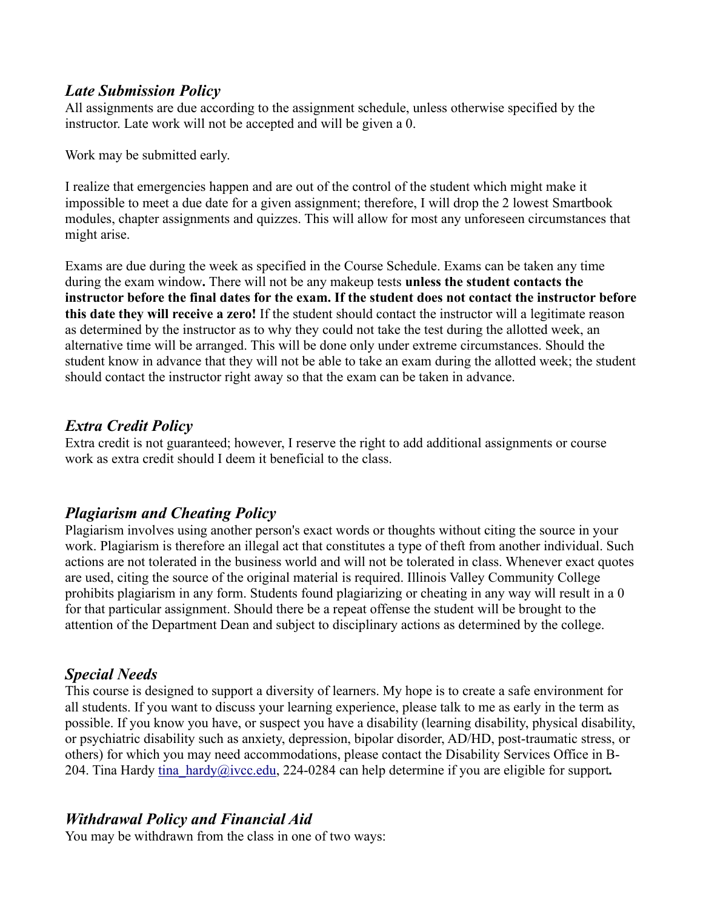### *Late Submission Policy*

All assignments are due according to the assignment schedule, unless otherwise specified by the instructor. Late work will not be accepted and will be given a 0.

Work may be submitted early.

I realize that emergencies happen and are out of the control of the student which might make it impossible to meet a due date for a given assignment; therefore, I will drop the 2 lowest Smartbook modules, chapter assignments and quizzes. This will allow for most any unforeseen circumstances that might arise.

Exams are due during the week as specified in the Course Schedule. Exams can be taken any time during the exam window**.** There will not be any makeup tests **unless the student contacts the instructor before the final dates for the exam. If the student does not contact the instructor before this date they will receive a zero!** If the student should contact the instructor will a legitimate reason as determined by the instructor as to why they could not take the test during the allotted week, an alternative time will be arranged. This will be done only under extreme circumstances. Should the student know in advance that they will not be able to take an exam during the allotted week; the student should contact the instructor right away so that the exam can be taken in advance.

### *Extra Credit Policy*

Extra credit is not guaranteed; however, I reserve the right to add additional assignments or course work as extra credit should I deem it beneficial to the class.

### *Plagiarism and Cheating Policy*

Plagiarism involves using another person's exact words or thoughts without citing the source in your work. Plagiarism is therefore an illegal act that constitutes a type of theft from another individual. Such actions are not tolerated in the business world and will not be tolerated in class. Whenever exact quotes are used, citing the source of the original material is required. Illinois Valley Community College prohibits plagiarism in any form. Students found plagiarizing or cheating in any way will result in a 0 for that particular assignment. Should there be a repeat offense the student will be brought to the attention of the Department Dean and subject to disciplinary actions as determined by the college.

### *Special Needs*

This course is designed to support a diversity of learners. My hope is to create a safe environment for all students. If you want to discuss your learning experience, please talk to me as early in the term as possible. If you know you have, or suspect you have a disability (learning disability, physical disability, or psychiatric disability such as anxiety, depression, bipolar disorder, AD/HD, post-traumatic stress, or others) for which you may need accommodations, please contact the Disability Services Office in B-204. Tina Hardy [tina_hardy@ivcc.edu](mailto:tina_hardy@ivcc.edu), 224-0284 can help determine if you are eligible for support**.**

### *Withdrawal Policy and Financial Aid*

You may be withdrawn from the class in one of two ways: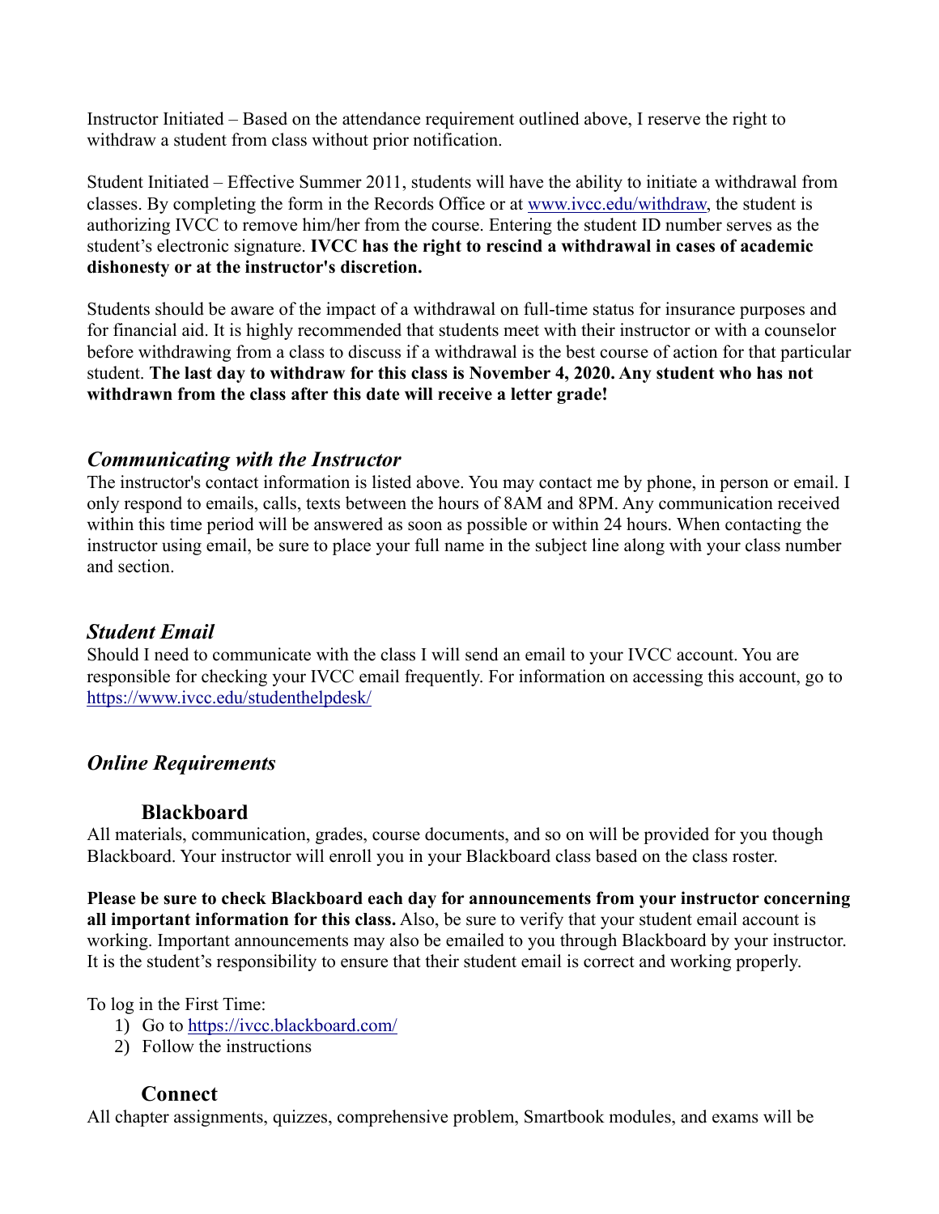Instructor Initiated – Based on the attendance requirement outlined above, I reserve the right to withdraw a student from class without prior notification.

Student Initiated – Effective Summer 2011, students will have the ability to initiate a withdrawal from classes. By completing the form in the Records Office or at [www.ivcc.edu/withdraw](www.ivcc.edu/withdraw), the student is authorizing IVCC to remove him/her from the course. Entering the student ID number serves as the student's electronic signature. **IVCC has the right to rescind a withdrawal in cases of academic dishonesty or at the instructor's discretion.**

Students should be aware of the impact of a withdrawal on full-time status for insurance purposes and for financial aid. It is highly recommended that students meet with their instructor or with a counselor before withdrawing from a class to discuss if a withdrawal is the best course of action for that particular student. **The last day to withdraw for this class is November 4, 2020. Any student who has not withdrawn from the class after this date will receive a letter grade!**

## *Communicating with the Instructor*

The instructor's contact information is listed above. You may contact me by phone, in person or email. I only respond to emails, calls, texts between the hours of 8AM and 8PM. Any communication received within this time period will be answered as soon as possible or within 24 hours. When contacting the instructor using email, be sure to place your full name in the subject line along with your class number and section.

## *Student Email*

Should I need to communicate with the class I will send an email to your IVCC account. You are responsible for checking your IVCC email frequently. For information on accessing this account, go to [https://www.ivcc.edu/studenthelpdesk/](https://www.ivcc.edu/studenthelpdesk/)

## *Online Requirements*

### Blackboard

All materials, communication, grades, course documents, and so on will be provided for you though Blackboard. Your instructor will enroll you in your Blackboard class based on the class roster.

**Please be sure to check Blackboard each day for announcements from your instructor concerning all important information for this class.** Also, be sure to verify that your student email account is working. Important announcements may also be emailed to you through Blackboard by your instructor. It is the student's responsibility to ensure that their student email is correct and working properly.

To log in the First Time:

1) Go to [https://ivcc.blackboard.com/](https://ivcc.blackboard.com/)
2) Follow the instructions

### Connect

All chapter assignments, quizzes, comprehensive problem, Smartbook modules, and exams will be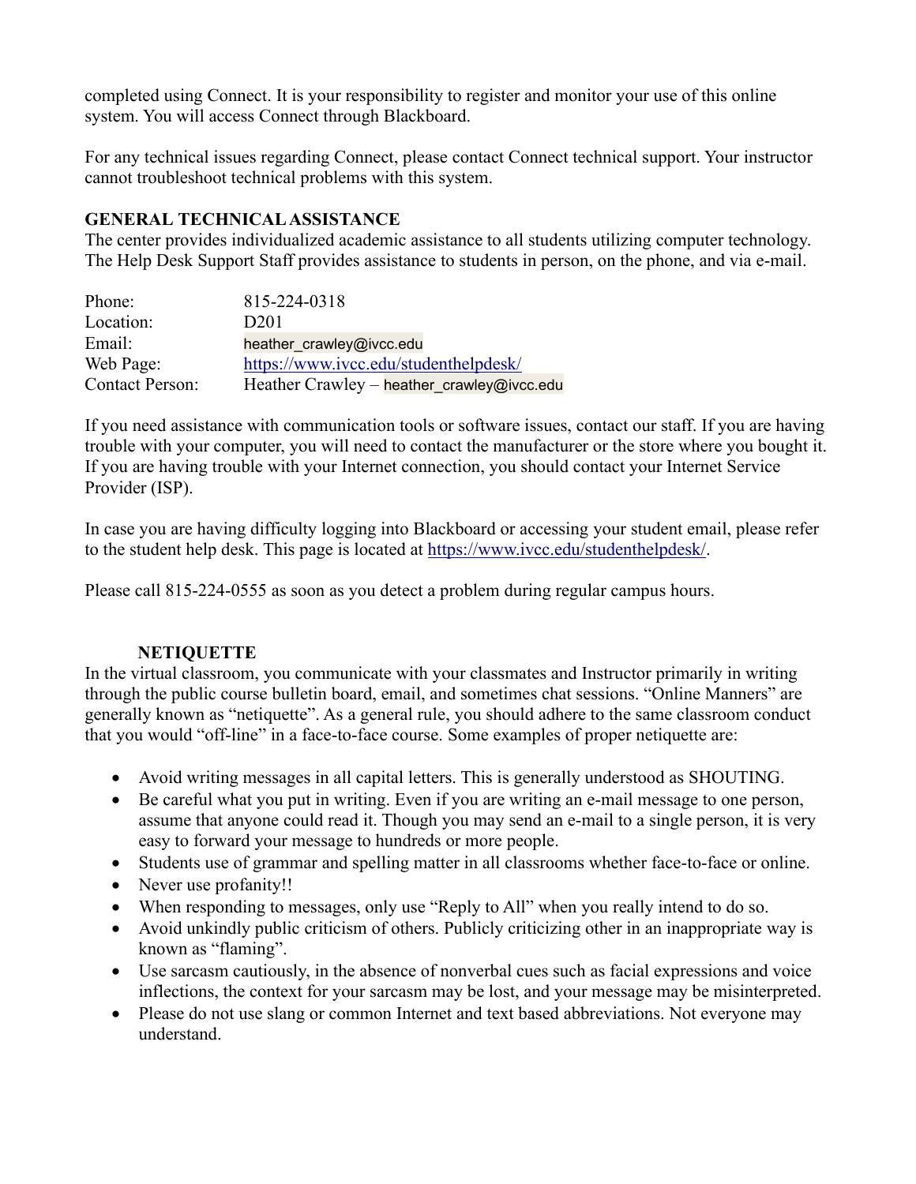completed using Connect. It is your responsibility to register and monitor your use of this online system. You will access Connect through Blackboard.

For any technical issues regarding Connect, please contact Connect technical support. Your instructor cannot troubleshoot technical problems with this system.

**GENERAL TECHNICAL ASSISTANCE**

The center provides individualized academic assistance to all students utilizing computer technology. The Help Desk Support Staff provides assistance to students in person, on the phone, and via e-mail.

| | |
|---|---|
| Phone: | 815-224-0318 |
| Location: | D201 |
| Email: | heather_crawley@ivcc.edu |
| Web Page: | https://www.ivcc.edu/studenthelpdesk/ |
| Contact Person: | Heather Crawley – heather_crawley@ivcc.edu |

If you need assistance with communication tools or software issues, contact our staff. If you are having trouble with your computer, you will need to contact the manufacturer or the store where you bought it. If you are having trouble with your Internet connection, you should contact your Internet Service Provider (ISP).

In case you are having difficulty logging into Blackboard or accessing your student email, please refer to the student help desk. This page is located at https://www.ivcc.edu/studenthelpdesk/.

Please call 815-224-0555 as soon as you detect a problem during regular campus hours.

**NETIQUETTE**

In the virtual classroom, you communicate with your classmates and Instructor primarily in writing through the public course bulletin board, email, and sometimes chat sessions. "Online Manners" are generally known as "netiquette". As a general rule, you should adhere to the same classroom conduct that you would "off-line" in a face-to-face course. Some examples of proper netiquette are:

- Avoid writing messages in all capital letters. This is generally understood as SHOUTING.
- Be careful what you put in writing. Even if you are writing an e-mail message to one person, assume that anyone could read it. Though you may send an e-mail to a single person, it is very easy to forward your message to hundreds or more people.
- Students use of grammar and spelling matter in all classrooms whether face-to-face or online.
- Never use profanity!!
- When responding to messages, only use "Reply to All" when you really intend to do so.
- Avoid unkindly public criticism of others. Publicly criticizing other in an inappropriate way is known as "flaming".
- Use sarcasm cautiously, in the absence of nonverbal cues such as facial expressions and voice inflections, the context for your sarcasm may be lost, and your message may be misinterpreted.
- Please do not use slang or common Internet and text based abbreviations. Not everyone may understand.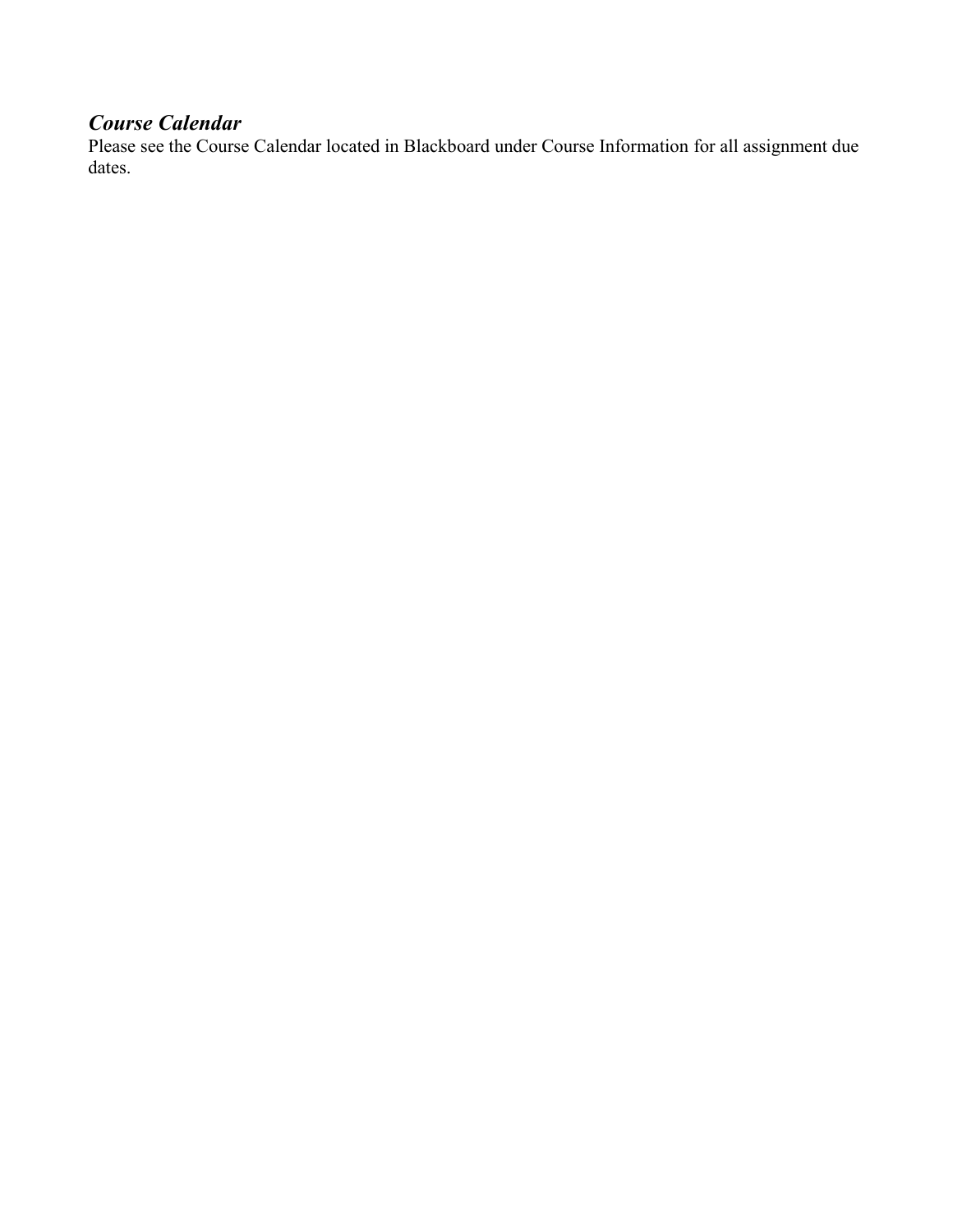## ***Course Calendar***

Please see the Course Calendar located in Blackboard under Course Information for all assignment due dates.